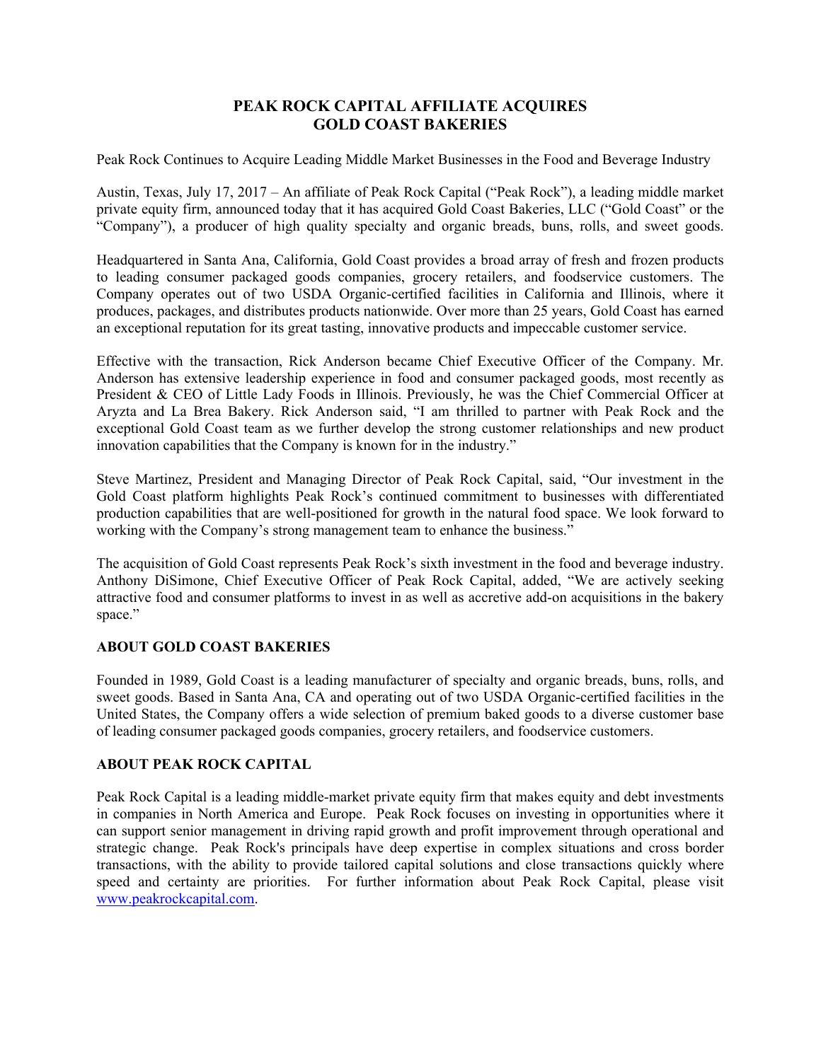# PEAK ROCK CAPITAL AFFILIATE ACQUIRES GOLD COAST BAKERIES

Peak Rock Continues to Acquire Leading Middle Market Businesses in the Food and Beverage Industry

Austin, Texas, July 17, 2017 – An affiliate of Peak Rock Capital ("Peak Rock"), a leading middle market private equity firm, announced today that it has acquired Gold Coast Bakeries, LLC ("Gold Coast" or the "Company"), a producer of high quality specialty and organic breads, buns, rolls, and sweet goods.

Headquartered in Santa Ana, California, Gold Coast provides a broad array of fresh and frozen products to leading consumer packaged goods companies, grocery retailers, and foodservice customers. The Company operates out of two USDA Organic-certified facilities in California and Illinois, where it produces, packages, and distributes products nationwide. Over more than 25 years, Gold Coast has earned an exceptional reputation for its great tasting, innovative products and impeccable customer service.

Effective with the transaction, Rick Anderson became Chief Executive Officer of the Company. Mr. Anderson has extensive leadership experience in food and consumer packaged goods, most recently as President & CEO of Little Lady Foods in Illinois. Previously, he was the Chief Commercial Officer at Aryzta and La Brea Bakery. Rick Anderson said, "I am thrilled to partner with Peak Rock and the exceptional Gold Coast team as we further develop the strong customer relationships and new product innovation capabilities that the Company is known for in the industry."

Steve Martinez, President and Managing Director of Peak Rock Capital, said, "Our investment in the Gold Coast platform highlights Peak Rock's continued commitment to businesses with differentiated production capabilities that are well-positioned for growth in the natural food space. We look forward to working with the Company's strong management team to enhance the business."

The acquisition of Gold Coast represents Peak Rock's sixth investment in the food and beverage industry. Anthony DiSimone, Chief Executive Officer of Peak Rock Capital, added, "We are actively seeking attractive food and consumer platforms to invest in as well as accretive add-on acquisitions in the bakery space."

## ABOUT GOLD COAST BAKERIES

Founded in 1989, Gold Coast is a leading manufacturer of specialty and organic breads, buns, rolls, and sweet goods. Based in Santa Ana, CA and operating out of two USDA Organic-certified facilities in the United States, the Company offers a wide selection of premium baked goods to a diverse customer base of leading consumer packaged goods companies, grocery retailers, and foodservice customers.

## ABOUT PEAK ROCK CAPITAL

Peak Rock Capital is a leading middle-market private equity firm that makes equity and debt investments in companies in North America and Europe. Peak Rock focuses on investing in opportunities where it can support senior management in driving rapid growth and profit improvement through operational and strategic change. Peak Rock's principals have deep expertise in complex situations and cross border transactions, with the ability to provide tailored capital solutions and close transactions quickly where speed and certainty are priorities. For further information about Peak Rock Capital, please visit www.peakrockcapital.com.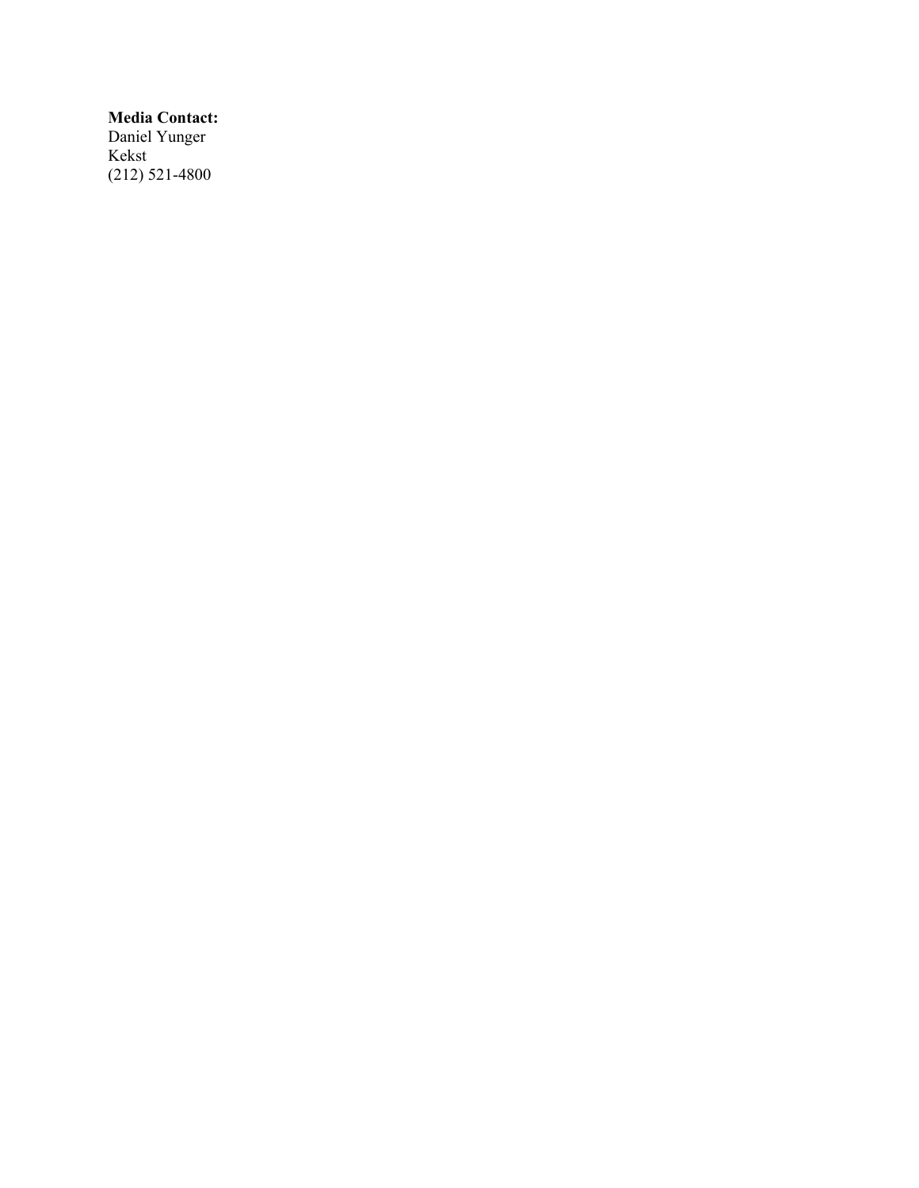**Media Contact:**
Daniel Yunger
Kekst
(212) 521-4800